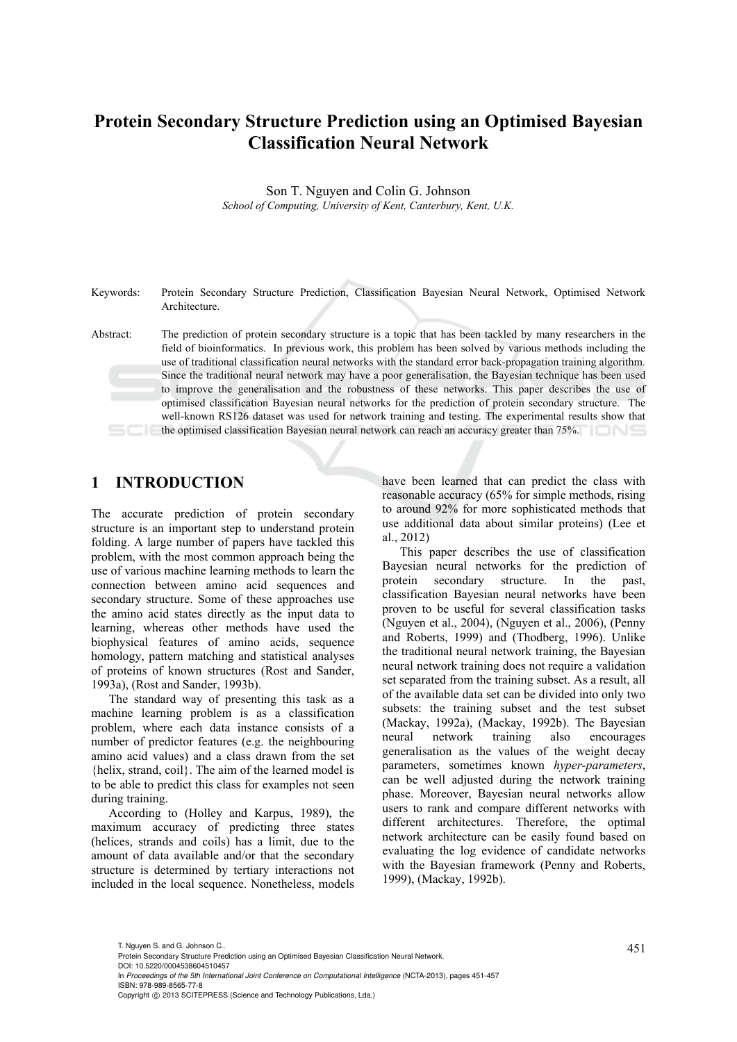# Protein Secondary Structure Prediction using an Optimised Bayesian Classification Neural Network

Son T. Nguyen and Colin G. Johnson

*School of Computing, University of Kent, Canterbury, Kent, U.K.*

Keywords: Protein Secondary Structure Prediction, Classification Bayesian Neural Network, Optimised Network Architecture.

Abstract: The prediction of protein secondary structure is a topic that has been tackled by many researchers in the field of bioinformatics. In previous work, this problem has been solved by various methods including the use of traditional classification neural networks with the standard error back-propagation training algorithm. Since the traditional neural network may have a poor generalisation, the Bayesian technique has been used to improve the generalisation and the robustness of these networks. This paper describes the use of optimised classification Bayesian neural networks for the prediction of protein secondary structure. The well-known RS126 dataset was used for network training and testing. The experimental results show that the optimised classification Bayesian neural network can reach an accuracy greater than 75%.

## 1 INTRODUCTION

The accurate prediction of protein secondary structure is an important step to understand protein folding. A large number of papers have tackled this problem, with the most common approach being the use of various machine learning methods to learn the connection between amino acid sequences and secondary structure. Some of these approaches use the amino acid states directly as the input data to learning, whereas other methods have used the biophysical features of amino acids, sequence homology, pattern matching and statistical analyses of proteins of known structures (Rost and Sander, 1993a), (Rost and Sander, 1993b).

The standard way of presenting this task as a machine learning problem is as a classification problem, where each data instance consists of a number of predictor features (e.g. the neighbouring amino acid values) and a class drawn from the set {helix, strand, coil}. The aim of the learned model is to be able to predict this class for examples not seen during training.

According to (Holley and Karpus, 1989), the maximum accuracy of predicting three states (helices, strands and coils) has a limit, due to the amount of data available and/or that the secondary structure is determined by tertiary interactions not included in the local sequence. Nonetheless, models have been learned that can predict the class with reasonable accuracy (65% for simple methods, rising to around 92% for more sophisticated methods that use additional data about similar proteins) (Lee et al., 2012)

This paper describes the use of classification Bayesian neural networks for the prediction of protein secondary structure. In the past, classification Bayesian neural networks have been proven to be useful for several classification tasks (Nguyen et al., 2004), (Nguyen et al., 2006), (Penny and Roberts, 1999) and (Thodberg, 1996). Unlike the traditional neural network training, the Bayesian neural network training does not require a validation set separated from the training subset. As a result, all of the available data set can be divided into only two subsets: the training subset and the test subset (Mackay, 1992a), (Mackay, 1992b). The Bayesian neural network training also encourages generalisation as the values of the weight decay parameters, sometimes known *hyper-parameters*, can be well adjusted during the network training phase. Moreover, Bayesian neural networks allow users to rank and compare different networks with different architectures. Therefore, the optimal network architecture can be easily found based on evaluating the log evidence of candidate networks with the Bayesian framework (Penny and Roberts, 1999), (Mackay, 1992b).

T. Nguyen S. and G. Johnson C..
Protein Secondary Structure Prediction using an Optimised Bayesian Classification Neural Network.
DOI: 10.5220/0004538604510457
In *Proceedings of the 5th International Joint Conference on Computational Intelligence* (NCTA-2013), pages 451-457
ISBN: 978-989-8565-77-8
Copyright © 2013 SCITEPRESS (Science and Technology Publications, Lda.)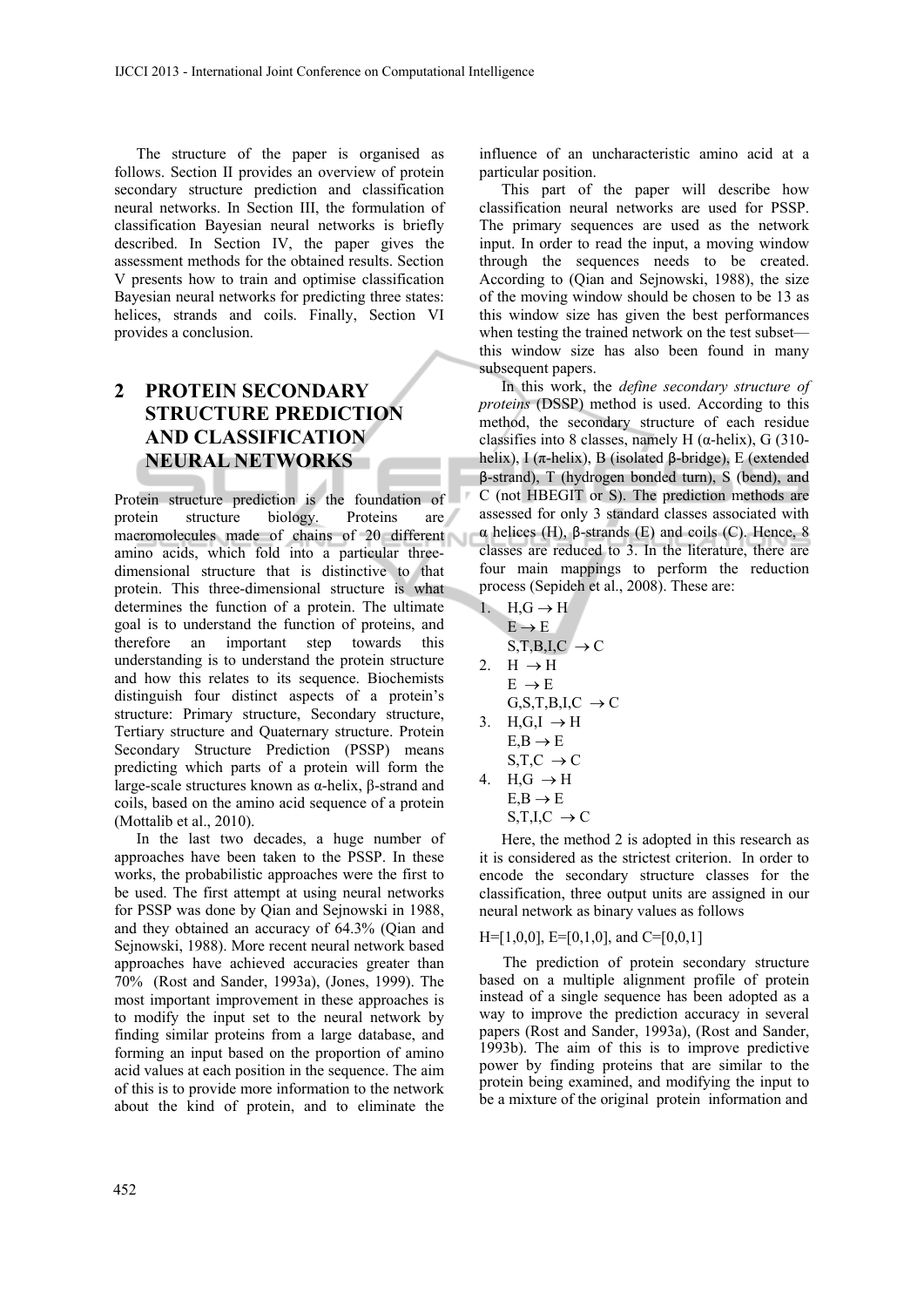The structure of the paper is organised as follows. Section II provides an overview of protein secondary structure prediction and classification neural networks. In Section III, the formulation of classification Bayesian neural networks is briefly described. In Section IV, the paper gives the assessment methods for the obtained results. Section V presents how to train and optimise classification Bayesian neural networks for predicting three states: helices, strands and coils. Finally, Section VI provides a conclusion.

## 2 PROTEIN SECONDARY STRUCTURE PREDICTION AND CLASSIFICATION NEURAL NETWORKS

Protein structure prediction is the foundation of protein structure biology. Proteins are macromolecules made of chains of 20 different amino acids, which fold into a particular three-dimensional structure that is distinctive to that protein. This three-dimensional structure is what determines the function of a protein. The ultimate goal is to understand the function of proteins, and therefore an important step towards this understanding is to understand the protein structure and how this relates to its sequence. Biochemists distinguish four distinct aspects of a protein's structure: Primary structure, Secondary structure, Tertiary structure and Quaternary structure. Protein Secondary Structure Prediction (PSSP) means predicting which parts of a protein will form the large-scale structures known as α-helix, β-strand and coils, based on the amino acid sequence of a protein (Mottalib et al., 2010).

In the last two decades, a huge number of approaches have been taken to the PSSP. In these works, the probabilistic approaches were the first to be used. The first attempt at using neural networks for PSSP was done by Qian and Sejnowski in 1988, and they obtained an accuracy of 64.3% (Qian and Sejnowski, 1988). More recent neural network based approaches have achieved accuracies greater than 70% (Rost and Sander, 1993a), (Jones, 1999). The most important improvement in these approaches is to modify the input set to the neural network by finding similar proteins from a large database, and forming an input based on the proportion of amino acid values at each position in the sequence. The aim of this is to provide more information to the network about the kind of protein, and to eliminate the influence of an uncharacteristic amino acid at a particular position.

This part of the paper will describe how classification neural networks are used for PSSP. The primary sequences are used as the network input. In order to read the input, a moving window through the sequences needs to be created. According to (Qian and Sejnowski, 1988), the size of the moving window should be chosen to be 13 as this window size has given the best performances when testing the trained network on the test subset—this window size has also been found in many subsequent papers.

In this work, the *define secondary structure of proteins* (DSSP) method is used. According to this method, the secondary structure of each residue classifies into 8 classes, namely H (α-helix), G (310-helix), I (π-helix), B (isolated β-bridge), E (extended β-strand), T (hydrogen bonded turn), S (bend), and C (not HBEGIT or S). The prediction methods are assessed for only 3 standard classes associated with α helices (H), β-strands (E) and coils (C). Hence, 8 classes are reduced to 3. In the literature, there are four main mappings to perform the reduction process (Sepideh et al., 2008). These are:

1. H,G → H  
   E → E  
   S,T,B,I,C → C
2. H → H  
   E → E  
   G,S,T,B,I,C → C
3. H,G,I → H  
   E,B → E  
   S,T,C → C
4. H,G → H  
   E,B → E  
   S,T,I,C → C

Here, the method 2 is adopted in this research as it is considered as the strictest criterion. In order to encode the secondary structure classes for the classification, three output units are assigned in our neural network as binary values as follows

H=[1,0,0], E=[0,1,0], and C=[0,0,1]

The prediction of protein secondary structure based on a multiple alignment profile of protein instead of a single sequence has been adopted as a way to improve the prediction accuracy in several papers (Rost and Sander, 1993a), (Rost and Sander, 1993b). The aim of this is to improve predictive power by finding proteins that are similar to the protein being examined, and modifying the input to be a mixture of the original protein information and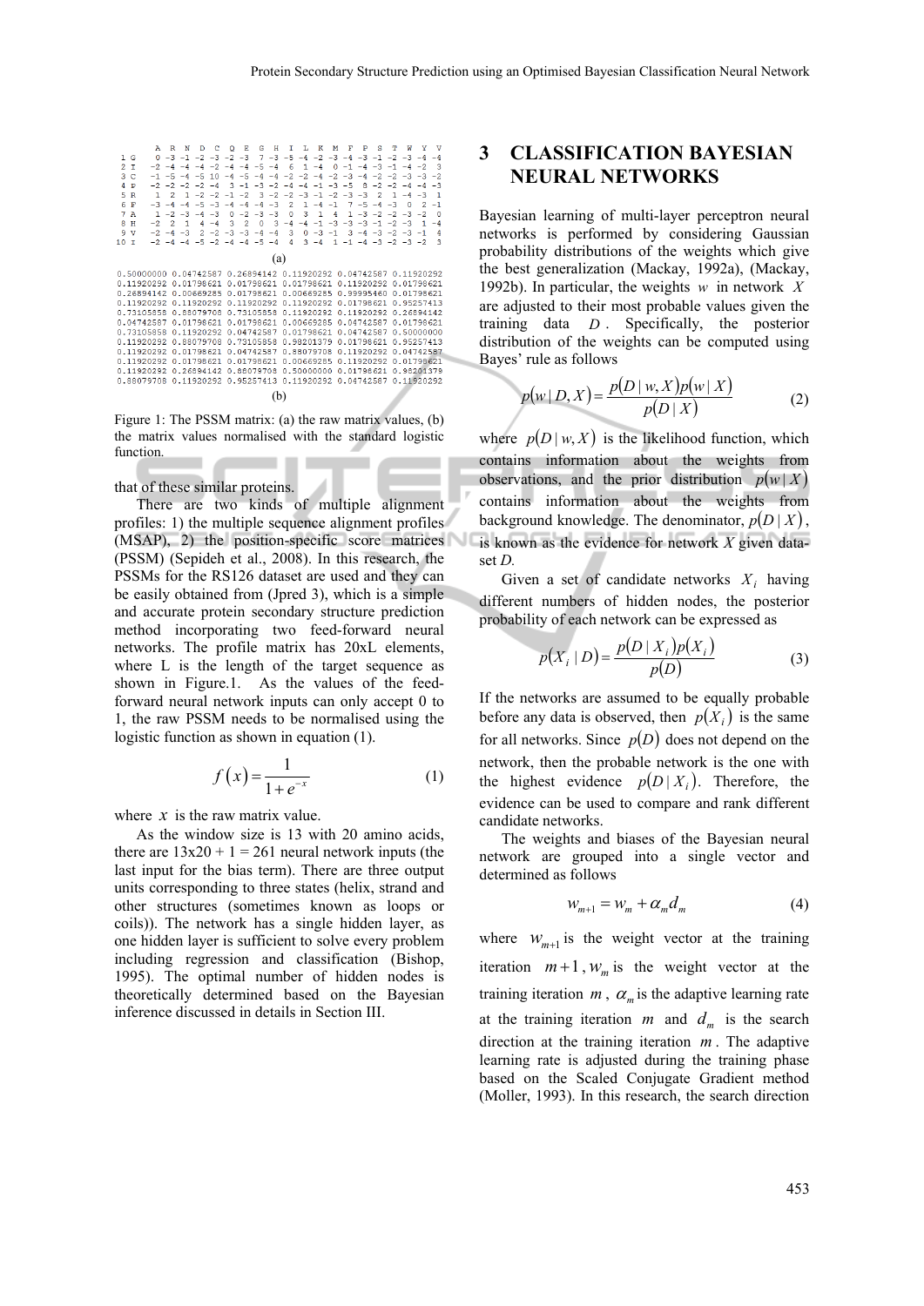```
     A  R  N  D  C  Q  E  G  H  I  L  K  M  F  P  S  T  W  Y  V
1 G  0 -3 -1 -2 -3 -2 -3  7 -3 -5 -4 -2 -3 -4 -3 -1 -2 -3 -4 -4
2 I -2 -4 -4 -4 -2 -4 -4 -5 -4  6  1 -4  0 -1 -4 -3 -1 -4 -2  3
3 C -1 -5 -4 -5 10 -4 -5 -4 -4 -2 -2 -4 -2 -3 -4 -2 -2 -3 -3 -2
4 P -2 -2 -2 -2 -4  3 -1 -3 -2 -4 -4 -1 -3 -5  8 -2 -2 -4 -4 -3
5 R  1  2  1 -2 -2 -1 -2  3 -2 -2 -3 -1 -2 -3 -3  2  1 -4 -3  1
6 F -3 -4 -4 -5 -3 -4 -4 -4 -3  2  1 -4 -1  7 -5 -4 -3  0  2 -1
7 A  1 -2 -3 -4 -3  0 -2 -3 -3  0  3  1  4  1 -3 -2 -2 -3 -2  0
8 H -2  2  1  4 -4  3  2  0  3 -4 -4 -1 -3 -3 -3 -1 -2 -3  1 -4
9 V -2 -4 -3  2 -2 -3 -3 -4 -4  3  0 -3 -1  3 -4 -3 -2 -3 -1  4
10 I -2 -4 -4 -5 -2 -4 -4 -5 -4  4  3 -4  1 -1 -4 -3 -2 -3 -2  3
```

(a)

```
0.50000000 0.04742587 0.26894142 0.11920292 0.04742587 0.11920292
0.11920292 0.01798621 0.01798621 0.01798621 0.11920292 0.01798621
0.26894142 0.00669285 0.01798621 0.00669285 0.99995460 0.01798621
0.11920292 0.11920292 0.11920292 0.11920292 0.01798621 0.95257413
0.73105858 0.88079708 0.73105858 0.11920292 0.11920292 0.26894142
0.04742587 0.01798621 0.01798621 0.00669285 0.04742587 0.01798621
0.73105858 0.11920292 0.04742587 0.01798621 0.04742587 0.50000000
0.11920292 0.88079708 0.73105858 0.98201379 0.01798621 0.95257413
0.11920292 0.01798621 0.04742587 0.88079708 0.11920292 0.04742587
0.11920292 0.01798621 0.01798621 0.00669285 0.11920292 0.01798621
0.11920292 0.26894142 0.88079708 0.50000000 0.01798621 0.98201379
0.88079708 0.11920292 0.95257413 0.11920292 0.04742587 0.11920292
```

(b)

Figure 1: The PSSM matrix: (a) the raw matrix values, (b) the matrix values normalised with the standard logistic function.

that of these similar proteins.

There are two kinds of multiple alignment profiles: 1) the multiple sequence alignment profiles (MSAP), 2) the position-specific score matrices (PSSM) (Sepideh et al., 2008). In this research, the PSSMs for the RS126 dataset are used and they can be easily obtained from (Jpred 3), which is a simple and accurate protein secondary structure prediction method incorporating two feed-forward neural networks. The profile matrix has 20xL elements, where L is the length of the target sequence as shown in Figure.1. As the values of the feed-forward neural network inputs can only accept 0 to 1, the raw PSSM needs to be normalised using the logistic function as shown in equation (1).

$$f(x) = \frac{1}{1+e^{-x}} \tag{1}$$

where $x$ is the raw matrix value.

As the window size is 13 with 20 amino acids, there are 13x20 + 1 = 261 neural network inputs (the last input for the bias term). There are three output units corresponding to three states (helix, strand and other structures (sometimes known as loops or coils)). The network has a single hidden layer, as one hidden layer is sufficient to solve every problem including regression and classification (Bishop, 1995). The optimal number of hidden nodes is theoretically determined based on the Bayesian inference discussed in details in Section III.

# 3 CLASSIFICATION BAYESIAN NEURAL NETWORKS

Bayesian learning of multi-layer perceptron neural networks is performed by considering Gaussian probability distributions of the weights which give the best generalization (Mackay, 1992a), (Mackay, 1992b). In particular, the weights $w$ in network $X$ are adjusted to their most probable values given the training data $D$. Specifically, the posterior distribution of the weights can be computed using Bayes' rule as follows

$$p(w \mid D, X) = \frac{p(D \mid w, X)\, p(w \mid X)}{p(D \mid X)} \tag{2}$$

where $p(D \mid w, X)$ is the likelihood function, which contains information about the weights from observations, and the prior distribution $p(w \mid X)$ contains information about the weights from background knowledge. The denominator, $p(D \mid X)$, is known as the evidence for network *X* given data-set *D*.

Given a set of candidate networks $X_i$ having different numbers of hidden nodes, the posterior probability of each network can be expressed as

$$p(X_i \mid D) = \frac{p(D \mid X_i)\, p(X_i)}{p(D)} \tag{3}$$

If the networks are assumed to be equally probable before any data is observed, then $p(X_i)$ is the same for all networks. Since $p(D)$ does not depend on the network, then the probable network is the one with the highest evidence $p(D \mid X_i)$. Therefore, the evidence can be used to compare and rank different candidate networks.

The weights and biases of the Bayesian neural network are grouped into a single vector and determined as follows

$$w_{m+1} = w_m + \alpha_m d_m \tag{4}$$

where $w_{m+1}$ is the weight vector at the training iteration $m+1$, $w_m$ is the weight vector at the training iteration $m$, $\alpha_m$ is the adaptive learning rate at the training iteration $m$ and $d_m$ is the search direction at the training iteration $m$. The adaptive learning rate is adjusted during the training phase based on the Scaled Conjugate Gradient method (Moller, 1993). In this research, the search direction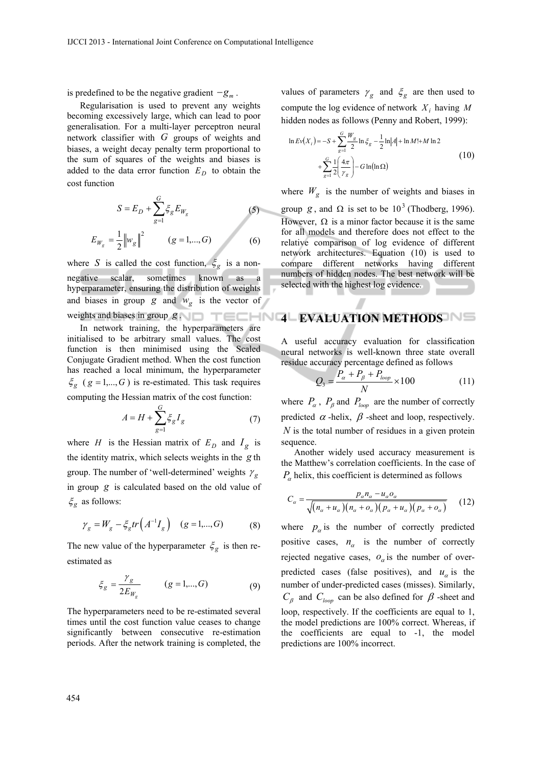is predefined to be the negative gradient $-g_m$.

Regularisation is used to prevent any weights becoming excessively large, which can lead to poor generalisation. For a multi-layer perceptron neural network classifier with $G$ groups of weights and biases, a weight decay penalty term proportional to the sum of squares of the weights and biases is added to the data error function $E_D$ to obtain the cost function

$$S = E_D + \sum_{g=1}^{G} \xi_g E_{W_g} \tag{5}$$

$$E_{W_g} = \frac{1}{2}\left\| w_g \right\|^2 \qquad (g = 1,...,G) \tag{6}$$

where $S$ is called the cost function, $\xi_g$ is a non-negative scalar, sometimes known as a hyperparameter, ensuring the distribution of weights and biases in group $g$ and $w_g$ is the vector of weights and biases in group $g$.

In network training, the hyperparameters are initialised to be arbitrary small values. The cost function is then minimised using the Scaled Conjugate Gradient method. When the cost function has reached a local minimum, the hyperparameter $\xi_g$ ($g = 1,...,G$) is re-estimated. This task requires computing the Hessian matrix of the cost function:

$$A = H + \sum_{g=1}^{G} \xi_g I_g \tag{7}$$

where $H$ is the Hessian matrix of $E_D$ and $I_g$ is the identity matrix, which selects weights in the $g$ th group. The number of 'well-determined' weights $\gamma_g$ in group $g$ is calculated based on the old value of $\xi_g$ as follows:

$$\gamma_g = W_g - \xi_g tr\left(A^{-1} I_g\right) \quad (g = 1,...,G) \tag{8}$$

The new value of the hyperparameter $\xi_g$ is then re-estimated as

$$\xi_g = \frac{\gamma_g}{2E_{W_g}} \qquad (g = 1,...,G) \tag{9}$$

The hyperparameters need to be re-estimated several times until the cost function value ceases to change significantly between consecutive re-estimation periods. After the network training is completed, the values of parameters $\gamma_g$ and $\xi_g$ are then used to compute the log evidence of network $X_i$ having $M$ hidden nodes as follows (Penny and Robert, 1999):

$$\ln Ev(X_i) = -S + \sum_{g=1}^{G} \frac{W_g}{2} \ln \xi_g - \frac{1}{2}\ln|A| + \ln M! + M \ln 2 + \sum_{g=1}^{G} \frac{1}{2}\left(\frac{4\pi}{\gamma_g}\right) - G\ln(\ln \Omega) \tag{10}$$

where $W_g$ is the number of weights and biases in group $g$, and $\Omega$ is set to be $10^3$ (Thodberg, 1996). However, $\Omega$ is a minor factor because it is the same for all models and therefore does not effect to the relative comparison of log evidence of different network architectures. Equation (10) is used to compare different networks having different numbers of hidden nodes. The best network will be selected with the highest log evidence.

# 4 EVALUATION METHODS

A useful accuracy evaluation for classification neural networks is well-known three state overall residue accuracy percentage defined as follows

$$Q_3 = \frac{P_\alpha + P_\beta + P_{loop}}{N} \times 100 \tag{11}$$

where $P_\alpha$, $P_\beta$ and $P_{loop}$ are the number of correctly predicted $\alpha$-helix, $\beta$-sheet and loop, respectively. $N$ is the total number of residues in a given protein sequence.

Another widely used accuracy measurement is the Matthew's correlation coefficients. In the case of $P_\alpha$ helix, this coefficient is determined as follows

$$C_\alpha = \frac{p_\alpha n_\alpha - u_\alpha o_\alpha}{\sqrt{(n_\alpha + u_\alpha)(n_\alpha + o_\alpha)(p_\alpha + u_\alpha)(p_\alpha + o_\alpha)}} \tag{12}$$

where $p_\alpha$ is the number of correctly predicted positive cases, $n_\alpha$ is the number of correctly rejected negative cases, $o_\alpha$ is the number of over-predicted cases (false positives), and $u_\alpha$ is the number of under-predicted cases (misses). Similarly, $C_\beta$ and $C_{loop}$ can be also defined for $\beta$-sheet and loop, respectively. If the coefficients are equal to 1, the model predictions are 100% correct. Whereas, if the coefficients are equal to -1, the model predictions are 100% incorrect.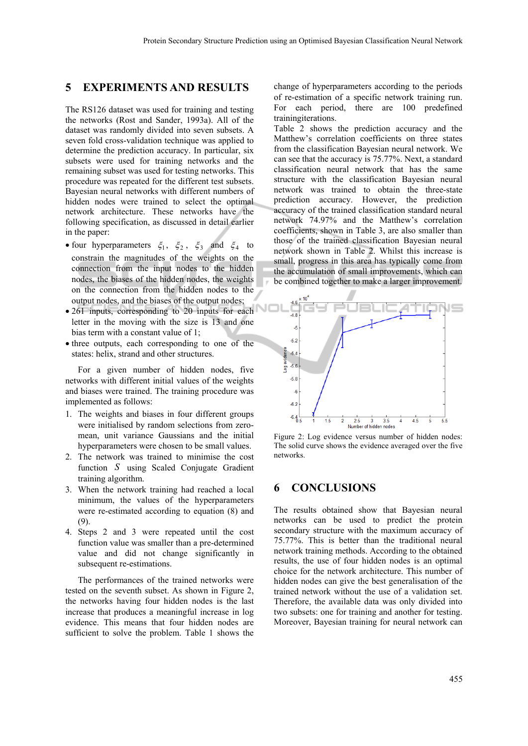## 5 EXPERIMENTS AND RESULTS

The RS126 dataset was used for training and testing the networks (Rost and Sander, 1993a). All of the dataset was randomly divided into seven subsets. A seven fold cross-validation technique was applied to determine the prediction accuracy. In particular, six subsets were used for training networks and the remaining subset was used for testing networks. This procedure was repeated for the different test subsets. Bayesian neural networks with different numbers of hidden nodes were trained to select the optimal network architecture. These networks have the following specification, as discussed in detail earlier in the paper:

- four hyperparameters $\xi_1$, $\xi_2$, $\xi_3$ and $\xi_4$ to constrain the magnitudes of the weights on the connection from the input nodes to the hidden nodes, the biases of the hidden nodes, the weights on the connection from the hidden nodes to the output nodes, and the biases of the output nodes;
- 261 inputs, corresponding to 20 inputs for each letter in the moving with the size is 13 and one bias term with a constant value of 1;
- three outputs, each corresponding to one of the states: helix, strand and other structures.

For a given number of hidden nodes, five networks with different initial values of the weights and biases were trained. The training procedure was implemented as follows:

1. The weights and biases in four different groups were initialised by random selections from zero-mean, unit variance Gaussians and the initial hyperparameters were chosen to be small values.
2. The network was trained to minimise the cost function $S$ using Scaled Conjugate Gradient training algorithm.
3. When the network training had reached a local minimum, the values of the hyperparameters were re-estimated according to equation (8) and (9).
4. Steps 2 and 3 were repeated until the cost function value was smaller than a pre-determined value and did not change significantly in subsequent re-estimations.

The performances of the trained networks were tested on the seventh subset. As shown in Figure 2, the networks having four hidden nodes is the last increase that produces a meaningful increase in log evidence. This means that four hidden nodes are sufficient to solve the problem. Table 1 shows the change of hyperparameters according to the periods of re-estimation of a specific network training run. For each period, there are 100 predefined trainingiterations.

Table 2 shows the prediction accuracy and the Matthew's correlation coefficients on three states from the classification Bayesian neural network. We can see that the accuracy is 75.77%. Next, a standard classification neural network that has the same structure with the classification Bayesian neural network was trained to obtain the three-state prediction accuracy. However, the prediction accuracy of the trained classification standard neural network 74.97% and the Matthew's correlation coefficients, shown in Table 3, are also smaller than those of the trained classification Bayesian neural network shown in Table 2. Whilst this increase is small, progress in this area has typically come from the accumulation of small improvements, which can be combined together to make a larger improvement.

Figure 2: Log evidence versus number of hidden nodes: The solid curve shows the evidence averaged over the five networks.

## 6 CONCLUSIONS

The results obtained show that Bayesian neural networks can be used to predict the protein secondary structure with the maximum accuracy of 75.77%. This is better than the traditional neural network training methods. According to the obtained results, the use of four hidden nodes is an optimal choice for the network architecture. This number of hidden nodes can give the best generalisation of the trained network without the use of a validation set. Therefore, the available data was only divided into two subsets: one for training and another for testing. Moreover, Bayesian training for neural network can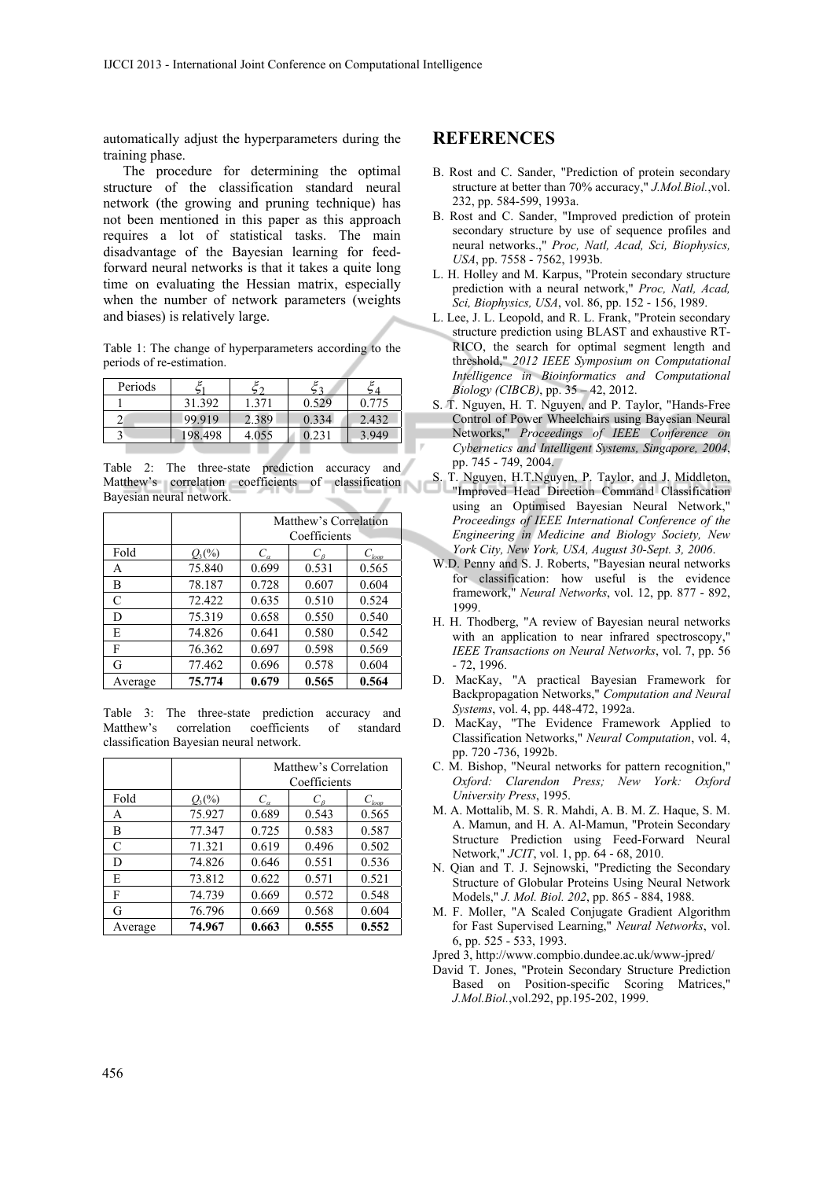automatically adjust the hyperparameters during the training phase.

The procedure for determining the optimal structure of the classification standard neural network (the growing and pruning technique) has not been mentioned in this paper as this approach requires a lot of statistical tasks. The main disadvantage of the Bayesian learning for feed-forward neural networks is that it takes a quite long time on evaluating the Hessian matrix, especially when the number of network parameters (weights and biases) is relatively large.

Table 1: The change of hyperparameters according to the periods of re-estimation.

| Periods | $\xi_1$ | $\xi_2$ | $\xi_3$ | $\xi_4$ |
|---|---|---|---|---|
| 1 | 31.392 | 1.371 | 0.529 | 0.775 |
| 2 | 99.919 | 2.389 | 0.334 | 2.432 |
| 3 | 198.498 | 4.055 | 0.231 | 3.949 |

Table 2: The three-state prediction accuracy and Matthew's correlation coefficients of classification Bayesian neural network.

| | | Matthew's Correlation Coefficients | | |
|---|---|---|---|---|
| Fold | $Q_3$(%) | $C_\alpha$ | $C_\beta$ | $C_{loop}$ |
| A | 75.840 | 0.699 | 0.531 | 0.565 |
| B | 78.187 | 0.728 | 0.607 | 0.604 |
| C | 72.422 | 0.635 | 0.510 | 0.524 |
| D | 75.319 | 0.658 | 0.550 | 0.540 |
| E | 74.826 | 0.641 | 0.580 | 0.542 |
| F | 76.362 | 0.697 | 0.598 | 0.569 |
| G | 77.462 | 0.696 | 0.578 | 0.604 |
| Average | **75.774** | **0.679** | **0.565** | **0.564** |

Table 3: The three-state prediction accuracy and Matthew's correlation coefficients of standard classification Bayesian neural network.

| | | Matthew's Correlation Coefficients | | |
|---|---|---|---|---|
| Fold | $Q_3$(%) | $C_\alpha$ | $C_\beta$ | $C_{loop}$ |
| A | 75.927 | 0.689 | 0.543 | 0.565 |
| B | 77.347 | 0.725 | 0.583 | 0.587 |
| C | 71.321 | 0.619 | 0.496 | 0.502 |
| D | 74.826 | 0.646 | 0.551 | 0.536 |
| E | 73.812 | 0.622 | 0.571 | 0.521 |
| F | 74.739 | 0.669 | 0.572 | 0.548 |
| G | 76.796 | 0.669 | 0.568 | 0.604 |
| Average | **74.967** | **0.663** | **0.555** | **0.552** |

## REFERENCES

B. Rost and C. Sander, "Prediction of protein secondary structure at better than 70% accuracy," *J.Mol.Biol.*,vol. 232, pp. 584-599, 1993a.

B. Rost and C. Sander, "Improved prediction of protein secondary structure by use of sequence profiles and neural networks.," *Proc, Natl, Acad, Sci, Biophysics, USA*, pp. 7558 - 7562, 1993b.

L. H. Holley and M. Karpus, "Protein secondary structure prediction with a neural network," *Proc, Natl, Acad, Sci, Biophysics, USA*, vol. 86, pp. 152 - 156, 1989.

L. Lee, J. L. Leopold, and R. L. Frank, "Protein secondary structure prediction using BLAST and exhaustive RT-RICO, the search for optimal segment length and threshold," *2012 IEEE Symposium on Computational Intelligence in Bioinformatics and Computational Biology (CIBCB)*, pp. 35 – 42, 2012.

S. T. Nguyen, H. T. Nguyen, and P. Taylor, "Hands-Free Control of Power Wheelchairs using Bayesian Neural Networks," *Proceedings of IEEE Conference on Cybernetics and Intelligent Systems, Singapore, 2004*, pp. 745 - 749, 2004.

S. T. Nguyen, H.T.Nguyen, P. Taylor, and J. Middleton, "Improved Head Direction Command Classification using an Optimised Bayesian Neural Network," *Proceedings of IEEE International Conference of the Engineering in Medicine and Biology Society, New York City, New York, USA, August 30-Sept. 3, 2006*.

W.D. Penny and S. J. Roberts, "Bayesian neural networks for classification: how useful is the evidence framework," *Neural Networks*, vol. 12, pp. 877 - 892, 1999.

H. H. Thodberg, "A review of Bayesian neural networks with an application to near infrared spectroscopy," *IEEE Transactions on Neural Networks*, vol. 7, pp. 56 - 72, 1996.

D. MacKay, "A practical Bayesian Framework for Backpropagation Networks," *Computation and Neural Systems*, vol. 4, pp. 448-472, 1992a.

D. MacKay, "The Evidence Framework Applied to Classification Networks," *Neural Computation*, vol. 4, pp. 720 -736, 1992b.

C. M. Bishop, "Neural networks for pattern recognition," *Oxford: Clarendon Press; New York: Oxford University Press*, 1995.

M. A. Mottalib, M. S. R. Mahdi, A. B. M. Z. Haque, S. M. A. Mamun, and H. A. Al-Mamun, "Protein Secondary Structure Prediction using Feed-Forward Neural Network," *JCIT*, vol. 1, pp. 64 - 68, 2010.

N. Qian and T. J. Sejnowski, "Predicting the Secondary Structure of Globular Proteins Using Neural Network Models," *J. Mol. Biol. 202*, pp. 865 - 884, 1988.

M. F. Moller, "A Scaled Conjugate Gradient Algorithm for Fast Supervised Learning," *Neural Networks*, vol. 6, pp. 525 - 533, 1993.

Jpred 3, http://www.compbio.dundee.ac.uk/www-jpred/

David T. Jones, "Protein Secondary Structure Prediction Based on Position-specific Scoring Matrices," *J.Mol.Biol.*,vol.292, pp.195-202, 1999.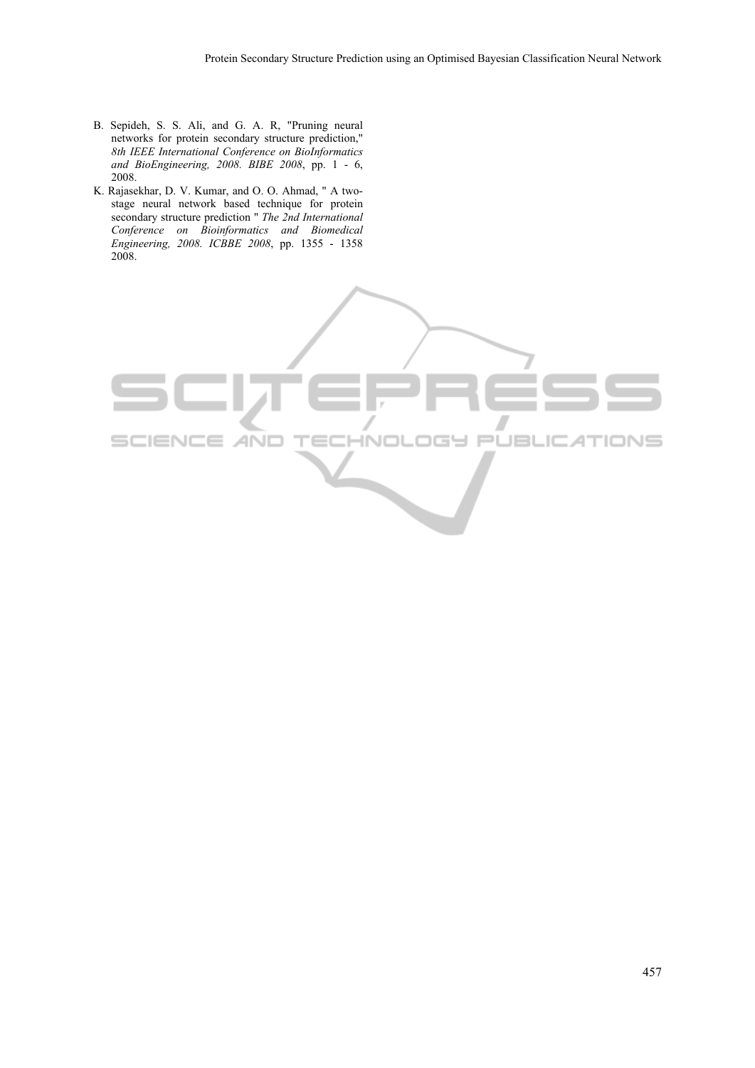B. Sepideh, S. S. Ali, and G. A. R, "Pruning neural networks for protein secondary structure prediction," *8th IEEE International Conference on BioInformatics and BioEngineering, 2008. BIBE 2008*, pp. 1 - 6, 2008.

K. Rajasekhar, D. V. Kumar, and O. O. Ahmad, " A two-stage neural network based technique for protein secondary structure prediction " *The 2nd International Conference on Bioinformatics and Biomedical Engineering, 2008. ICBBE 2008*, pp. 1355 - 1358 2008.